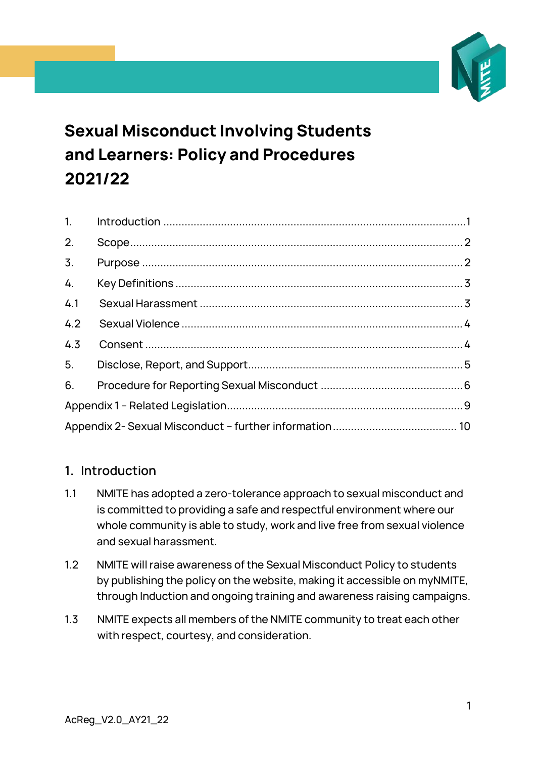# Sexual Misconduct Involving Students and Learners: Policy and Procedures 2021/22

1. Introduction ....................................................................................................1
2. Scope.............................................................................................................2
3. Purpose .........................................................................................................2
4. Key Definitions ..............................................................................................3
4.1 Sexual Harassment ......................................................................................3
4.2 Sexual Violence ............................................................................................4
4.3 Consent ........................................................................................................4
5. Disclose, Report, and Support.......................................................................5
6. Procedure for Reporting Sexual Misconduct ...............................................6
Appendix 1 – Related Legislation.....................................................................9
Appendix 2- Sexual Misconduct – further information ................................. 10

## 1. Introduction

1.1 NMITE has adopted a zero-tolerance approach to sexual misconduct and is committed to providing a safe and respectful environment where our whole community is able to study, work and live free from sexual violence and sexual harassment.

1.2 NMITE will raise awareness of the Sexual Misconduct Policy to students by publishing the policy on the website, making it accessible on myNMITE, through Induction and ongoing training and awareness raising campaigns.

1.3 NMITE expects all members of the NMITE community to treat each other with respect, courtesy, and consideration.

AcReg_V2.0_AY21_22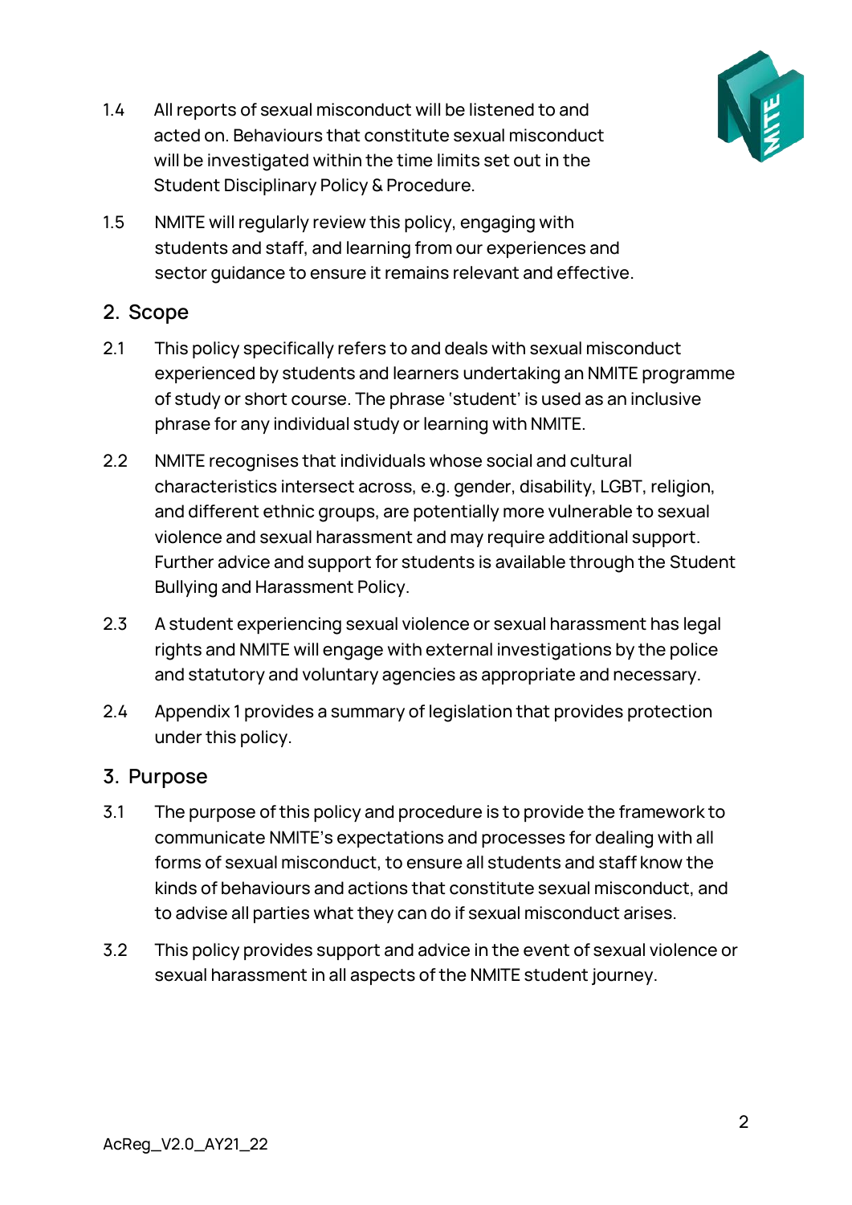1.4 All reports of sexual misconduct will be listened to and acted on. Behaviours that constitute sexual misconduct will be investigated within the time limits set out in the Student Disciplinary Policy & Procedure.

1.5 NMITE will regularly review this policy, engaging with students and staff, and learning from our experiences and sector guidance to ensure it remains relevant and effective.

## 2. Scope

2.1 This policy specifically refers to and deals with sexual misconduct experienced by students and learners undertaking an NMITE programme of study or short course. The phrase 'student' is used as an inclusive phrase for any individual study or learning with NMITE.

2.2 NMITE recognises that individuals whose social and cultural characteristics intersect across, e.g. gender, disability, LGBT, religion, and different ethnic groups, are potentially more vulnerable to sexual violence and sexual harassment and may require additional support. Further advice and support for students is available through the Student Bullying and Harassment Policy.

2.3 A student experiencing sexual violence or sexual harassment has legal rights and NMITE will engage with external investigations by the police and statutory and voluntary agencies as appropriate and necessary.

2.4 Appendix 1 provides a summary of legislation that provides protection under this policy.

## 3. Purpose

3.1 The purpose of this policy and procedure is to provide the framework to communicate NMITE's expectations and processes for dealing with all forms of sexual misconduct, to ensure all students and staff know the kinds of behaviours and actions that constitute sexual misconduct, and to advise all parties what they can do if sexual misconduct arises.

3.2 This policy provides support and advice in the event of sexual violence or sexual harassment in all aspects of the NMITE student journey.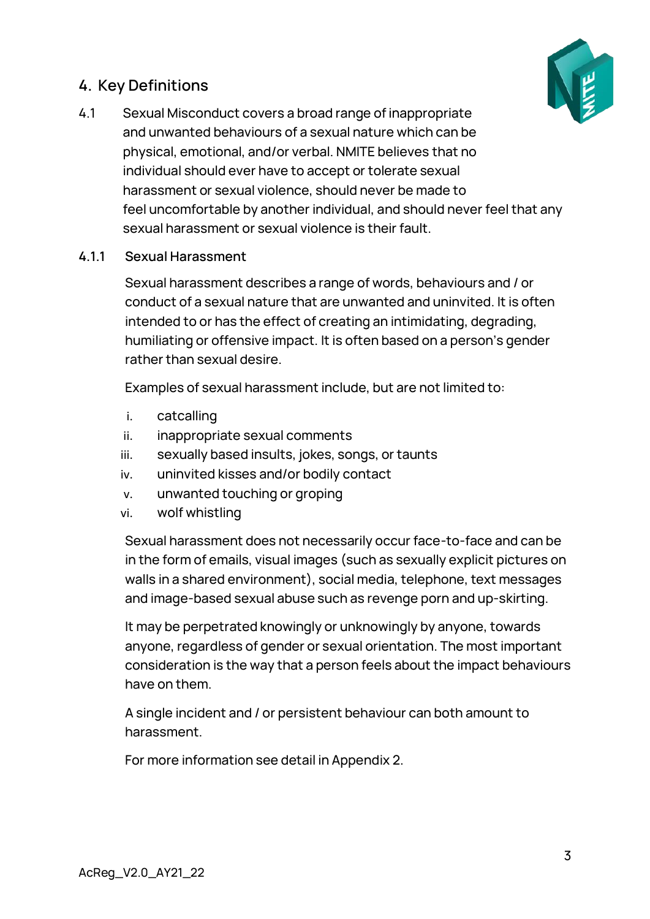## 4. Key Definitions

4.1 Sexual Misconduct covers a broad range of inappropriate and unwanted behaviours of a sexual nature which can be physical, emotional, and/or verbal. NMITE believes that no individual should ever have to accept or tolerate sexual harassment or sexual violence, should never be made to feel uncomfortable by another individual, and should never feel that any sexual harassment or sexual violence is their fault.

### 4.1.1 Sexual Harassment

Sexual harassment describes a range of words, behaviours and / or conduct of a sexual nature that are unwanted and uninvited. It is often intended to or has the effect of creating an intimidating, degrading, humiliating or offensive impact. It is often based on a person's gender rather than sexual desire.

Examples of sexual harassment include, but are not limited to:

i. catcalling
ii. inappropriate sexual comments
iii. sexually based insults, jokes, songs, or taunts
iv. uninvited kisses and/or bodily contact
v. unwanted touching or groping
vi. wolf whistling

Sexual harassment does not necessarily occur face-to-face and can be in the form of emails, visual images (such as sexually explicit pictures on walls in a shared environment), social media, telephone, text messages and image-based sexual abuse such as revenge porn and up-skirting.

It may be perpetrated knowingly or unknowingly by anyone, towards anyone, regardless of gender or sexual orientation. The most important consideration is the way that a person feels about the impact behaviours have on them.

A single incident and / or persistent behaviour can both amount to harassment.

For more information see detail in Appendix 2.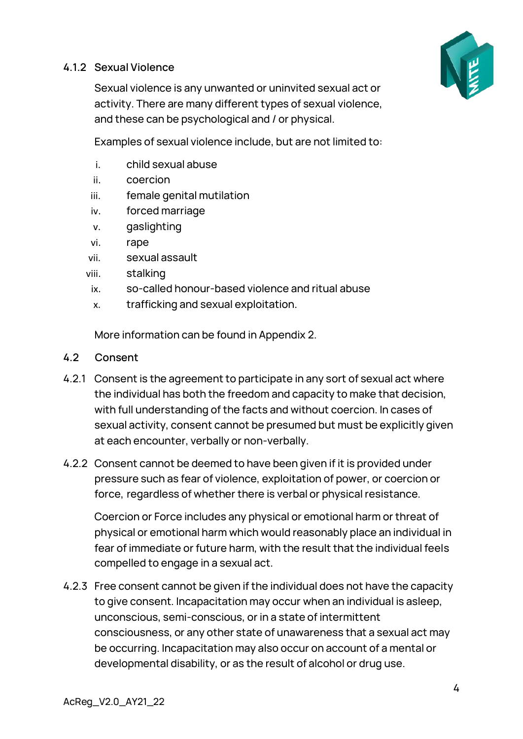#### 4.1.2 Sexual Violence

Sexual violence is any unwanted or uninvited sexual act or activity. There are many different types of sexual violence, and these can be psychological and / or physical.

Examples of sexual violence include, but are not limited to:

i. child sexual abuse
ii. coercion
iii. female genital mutilation
iv. forced marriage
v. gaslighting
vi. rape
vii. sexual assault
viii. stalking
ix. so-called honour-based violence and ritual abuse
x. trafficking and sexual exploitation.

More information can be found in Appendix 2.

### 4.2 Consent

4.2.1 Consent is the agreement to participate in any sort of sexual act where the individual has both the freedom and capacity to make that decision, with full understanding of the facts and without coercion. In cases of sexual activity, consent cannot be presumed but must be explicitly given at each encounter, verbally or non-verbally.

4.2.2 Consent cannot be deemed to have been given if it is provided under pressure such as fear of violence, exploitation of power, or coercion or force, regardless of whether there is verbal or physical resistance.

Coercion or Force includes any physical or emotional harm or threat of physical or emotional harm which would reasonably place an individual in fear of immediate or future harm, with the result that the individual feels compelled to engage in a sexual act.

4.2.3 Free consent cannot be given if the individual does not have the capacity to give consent. Incapacitation may occur when an individual is asleep, unconscious, semi-conscious, or in a state of intermittent consciousness, or any other state of unawareness that a sexual act may be occurring. Incapacitation may also occur on account of a mental or developmental disability, or as the result of alcohol or drug use.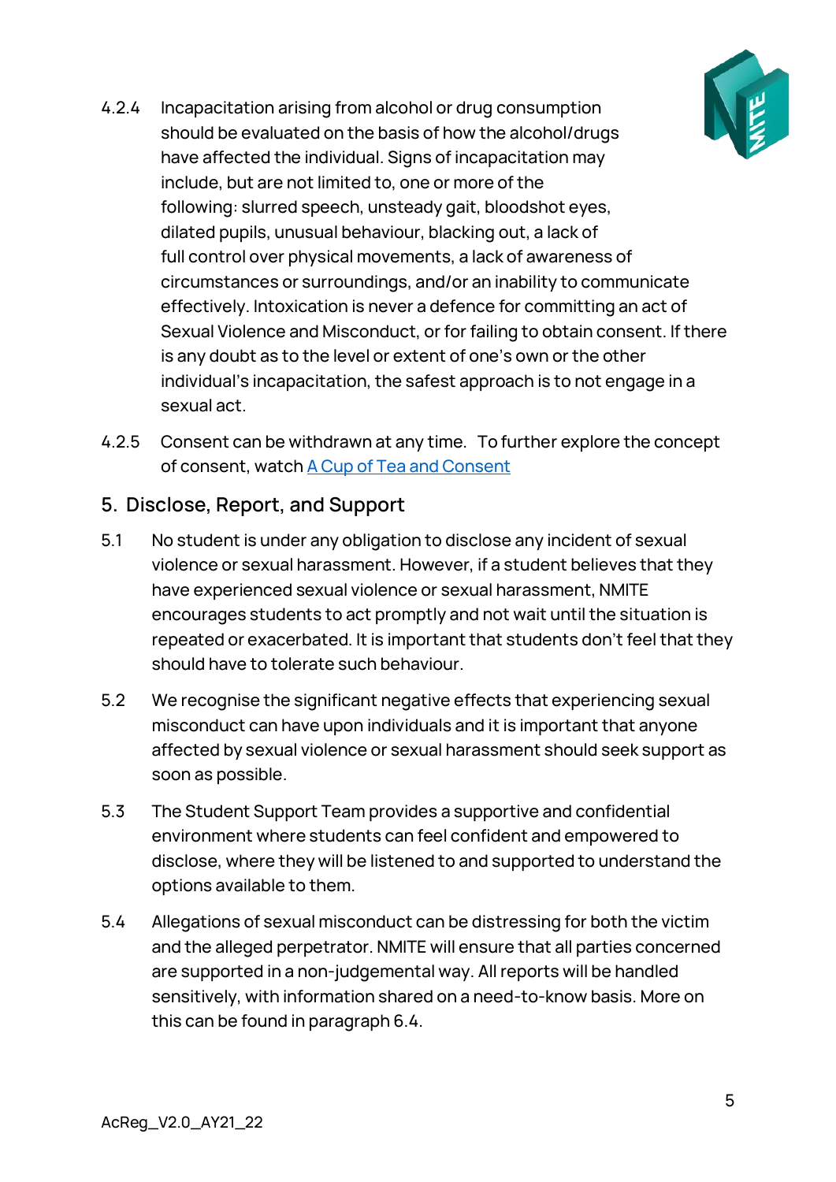4.2.4 Incapacitation arising from alcohol or drug consumption should be evaluated on the basis of how the alcohol/drugs have affected the individual. Signs of incapacitation may include, but are not limited to, one or more of the following: slurred speech, unsteady gait, bloodshot eyes, dilated pupils, unusual behaviour, blacking out, a lack of full control over physical movements, a lack of awareness of circumstances or surroundings, and/or an inability to communicate effectively. Intoxication is never a defence for committing an act of Sexual Violence and Misconduct, or for failing to obtain consent. If there is any doubt as to the level or extent of one's own or the other individual's incapacitation, the safest approach is to not engage in a sexual act.

4.2.5 Consent can be withdrawn at any time. To further explore the concept of consent, watch A Cup of Tea and Consent

## 5. Disclose, Report, and Support

5.1 No student is under any obligation to disclose any incident of sexual violence or sexual harassment. However, if a student believes that they have experienced sexual violence or sexual harassment, NMITE encourages students to act promptly and not wait until the situation is repeated or exacerbated. It is important that students don't feel that they should have to tolerate such behaviour.

5.2 We recognise the significant negative effects that experiencing sexual misconduct can have upon individuals and it is important that anyone affected by sexual violence or sexual harassment should seek support as soon as possible.

5.3 The Student Support Team provides a supportive and confidential environment where students can feel confident and empowered to disclose, where they will be listened to and supported to understand the options available to them.

5.4 Allegations of sexual misconduct can be distressing for both the victim and the alleged perpetrator. NMITE will ensure that all parties concerned are supported in a non-judgemental way. All reports will be handled sensitively, with information shared on a need-to-know basis. More on this can be found in paragraph 6.4.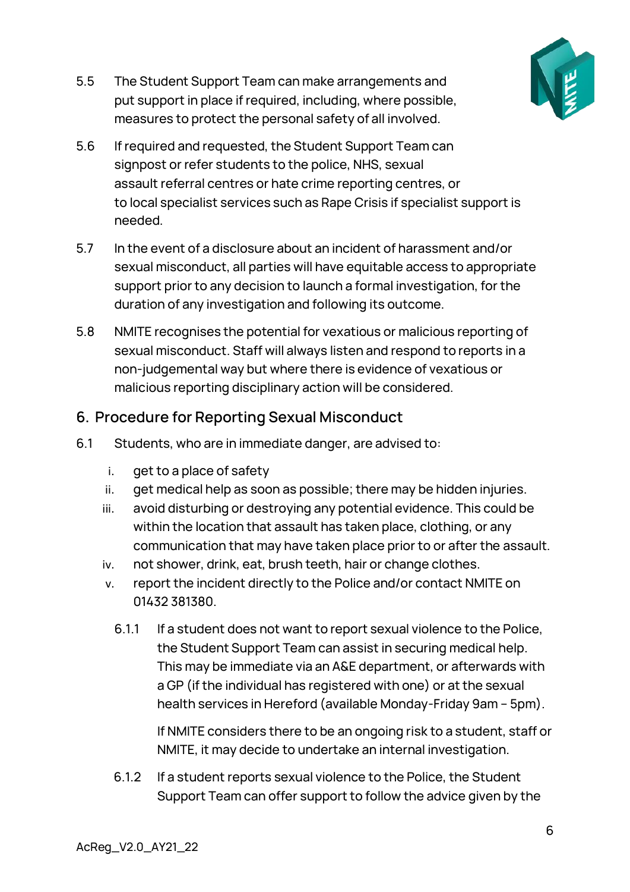5.5 The Student Support Team can make arrangements and put support in place if required, including, where possible, measures to protect the personal safety of all involved.

5.6 If required and requested, the Student Support Team can signpost or refer students to the police, NHS, sexual assault referral centres or hate crime reporting centres, or to local specialist services such as Rape Crisis if specialist support is needed.

5.7 In the event of a disclosure about an incident of harassment and/or sexual misconduct, all parties will have equitable access to appropriate support prior to any decision to launch a formal investigation, for the duration of any investigation and following its outcome.

5.8 NMITE recognises the potential for vexatious or malicious reporting of sexual misconduct. Staff will always listen and respond to reports in a non-judgemental way but where there is evidence of vexatious or malicious reporting disciplinary action will be considered.

## 6. Procedure for Reporting Sexual Misconduct

6.1 Students, who are in immediate danger, are advised to:

i. get to a place of safety
ii. get medical help as soon as possible; there may be hidden injuries.
iii. avoid disturbing or destroying any potential evidence. This could be within the location that assault has taken place, clothing, or any communication that may have taken place prior to or after the assault.
iv. not shower, drink, eat, brush teeth, hair or change clothes.
v. report the incident directly to the Police and/or contact NMITE on 01432 381380.

6.1.1 If a student does not want to report sexual violence to the Police, the Student Support Team can assist in securing medical help. This may be immediate via an A&E department, or afterwards with a GP (if the individual has registered with one) or at the sexual health services in Hereford (available Monday-Friday 9am – 5pm).

If NMITE considers there to be an ongoing risk to a student, staff or NMITE, it may decide to undertake an internal investigation.

6.1.2 If a student reports sexual violence to the Police, the Student Support Team can offer support to follow the advice given by the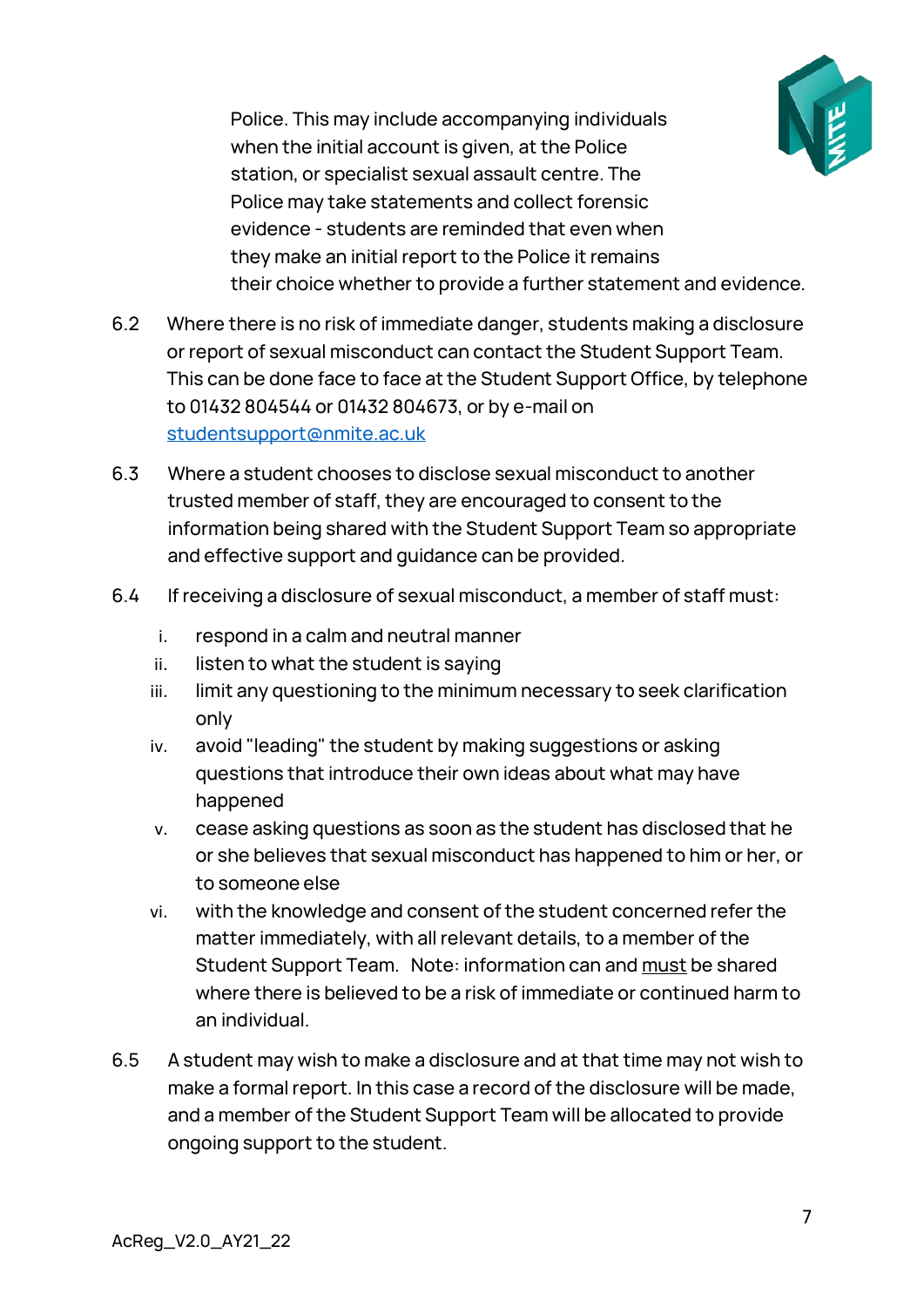Police. This may include accompanying individuals when the initial account is given, at the Police station, or specialist sexual assault centre. The Police may take statements and collect forensic evidence - students are reminded that even when they make an initial report to the Police it remains their choice whether to provide a further statement and evidence.

6.2 Where there is no risk of immediate danger, students making a disclosure or report of sexual misconduct can contact the Student Support Team. This can be done face to face at the Student Support Office, by telephone to 01432 804544 or 01432 804673, or by e-mail on [studentsupport@nmite.ac.uk](mailto:studentsupport@nmite.ac.uk)

6.3 Where a student chooses to disclose sexual misconduct to another trusted member of staff, they are encouraged to consent to the information being shared with the Student Support Team so appropriate and effective support and guidance can be provided.

6.4 If receiving a disclosure of sexual misconduct, a member of staff must:

i. respond in a calm and neutral manner
ii. listen to what the student is saying
iii. limit any questioning to the minimum necessary to seek clarification only
iv. avoid "leading" the student by making suggestions or asking questions that introduce their own ideas about what may have happened
v. cease asking questions as soon as the student has disclosed that he or she believes that sexual misconduct has happened to him or her, or to someone else
vi. with the knowledge and consent of the student concerned refer the matter immediately, with all relevant details, to a member of the Student Support Team. Note: information can and <u>must</u> be shared where there is believed to be a risk of immediate or continued harm to an individual.

6.5 A student may wish to make a disclosure and at that time may not wish to make a formal report. In this case a record of the disclosure will be made, and a member of the Student Support Team will be allocated to provide ongoing support to the student.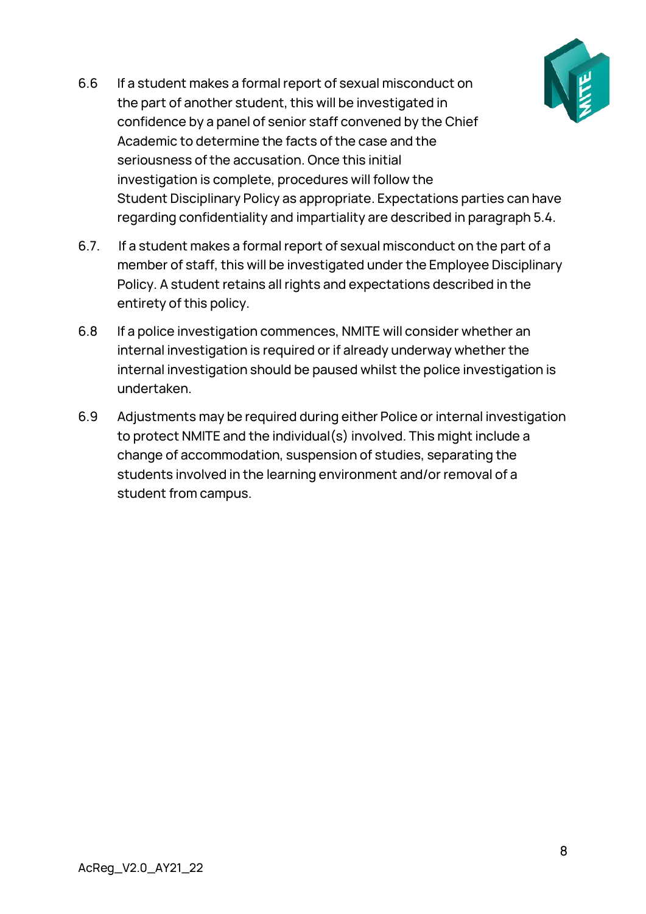6.6 If a student makes a formal report of sexual misconduct on the part of another student, this will be investigated in confidence by a panel of senior staff convened by the Chief Academic to determine the facts of the case and the seriousness of the accusation. Once this initial investigation is complete, procedures will follow the Student Disciplinary Policy as appropriate. Expectations parties can have regarding confidentiality and impartiality are described in paragraph 5.4.

6.7. If a student makes a formal report of sexual misconduct on the part of a member of staff, this will be investigated under the Employee Disciplinary Policy. A student retains all rights and expectations described in the entirety of this policy.

6.8 If a police investigation commences, NMITE will consider whether an internal investigation is required or if already underway whether the internal investigation should be paused whilst the police investigation is undertaken.

6.9 Adjustments may be required during either Police or internal investigation to protect NMITE and the individual(s) involved. This might include a change of accommodation, suspension of studies, separating the students involved in the learning environment and/or removal of a student from campus.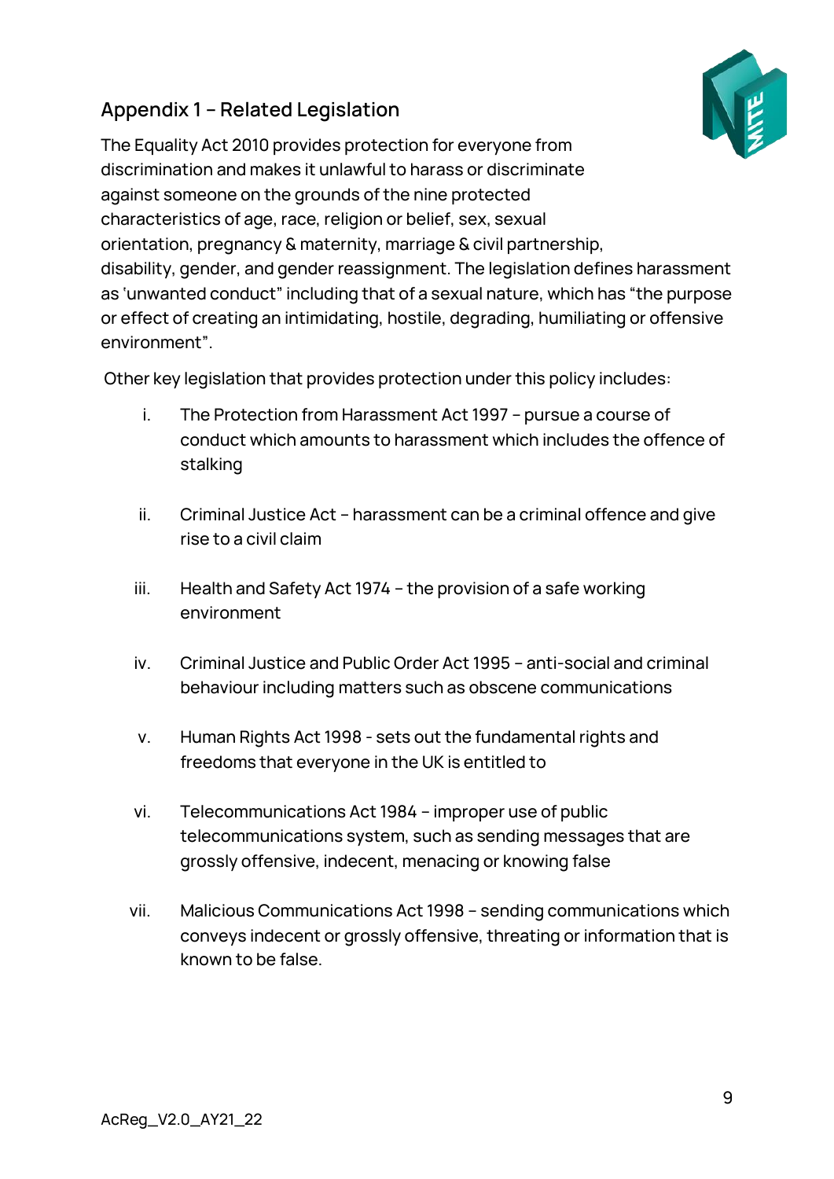## Appendix 1 – Related Legislation

The Equality Act 2010 provides protection for everyone from discrimination and makes it unlawful to harass or discriminate against someone on the grounds of the nine protected characteristics of age, race, religion or belief, sex, sexual orientation, pregnancy & maternity, marriage & civil partnership, disability, gender, and gender reassignment. The legislation defines harassment as 'unwanted conduct" including that of a sexual nature, which has "the purpose or effect of creating an intimidating, hostile, degrading, humiliating or offensive environment".

Other key legislation that provides protection under this policy includes:

i. The Protection from Harassment Act 1997 – pursue a course of conduct which amounts to harassment which includes the offence of stalking

ii. Criminal Justice Act – harassment can be a criminal offence and give rise to a civil claim

iii. Health and Safety Act 1974 – the provision of a safe working environment

iv. Criminal Justice and Public Order Act 1995 – anti-social and criminal behaviour including matters such as obscene communications

v. Human Rights Act 1998 - sets out the fundamental rights and freedoms that everyone in the UK is entitled to

vi. Telecommunications Act 1984 – improper use of public telecommunications system, such as sending messages that are grossly offensive, indecent, menacing or knowing false

vii. Malicious Communications Act 1998 – sending communications which conveys indecent or grossly offensive, threating or information that is known to be false.

AcReg_V2.0_AY21_22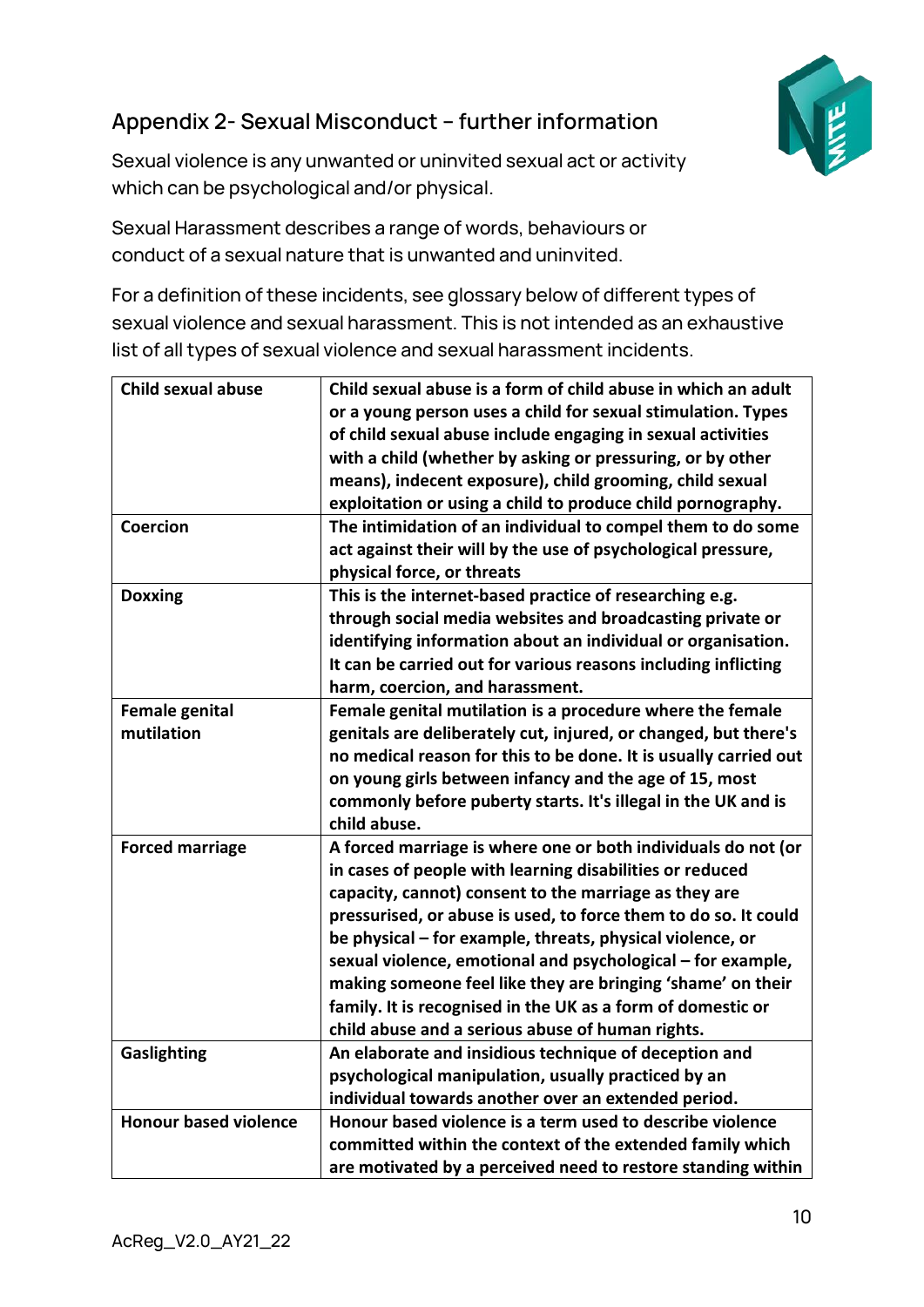## Appendix 2- Sexual Misconduct – further information

Sexual violence is any unwanted or uninvited sexual act or activity which can be psychological and/or physical.

Sexual Harassment describes a range of words, behaviours or conduct of a sexual nature that is unwanted and uninvited.

For a definition of these incidents, see glossary below of different types of sexual violence and sexual harassment. This is not intended as an exhaustive list of all types of sexual violence and sexual harassment incidents.

| **Child sexual abuse** | **Child sexual abuse is a form of child abuse in which an adult or a young person uses a child for sexual stimulation. Types of child sexual abuse include engaging in sexual activities with a child (whether by asking or pressuring, or by other means), indecent exposure), child grooming, child sexual exploitation or using a child to produce child pornography.** |
|---|---|
| **Coercion** | **The intimidation of an individual to compel them to do some act against their will by the use of psychological pressure, physical force, or threats** |
| **Doxxing** | **This is the internet-based practice of researching e.g. through social media websites and broadcasting private or identifying information about an individual or organisation. It can be carried out for various reasons including inflicting harm, coercion, and harassment.** |
| **Female genital mutilation** | **Female genital mutilation is a procedure where the female genitals are deliberately cut, injured, or changed, but there's no medical reason for this to be done. It is usually carried out on young girls between infancy and the age of 15, most commonly before puberty starts. It's illegal in the UK and is child abuse.** |
| **Forced marriage** | **A forced marriage is where one or both individuals do not (or in cases of people with learning disabilities or reduced capacity, cannot) consent to the marriage as they are pressurised, or abuse is used, to force them to do so. It could be physical – for example, threats, physical violence, or sexual violence, emotional and psychological – for example, making someone feel like they are bringing 'shame' on their family. It is recognised in the UK as a form of domestic or child abuse and a serious abuse of human rights.** |
| **Gaslighting** | **An elaborate and insidious technique of deception and psychological manipulation, usually practiced by an individual towards another over an extended period.** |
| **Honour based violence** | **Honour based violence is a term used to describe violence committed within the context of the extended family which are motivated by a perceived need to restore standing within** |

AcReg_V2.0_AY21_22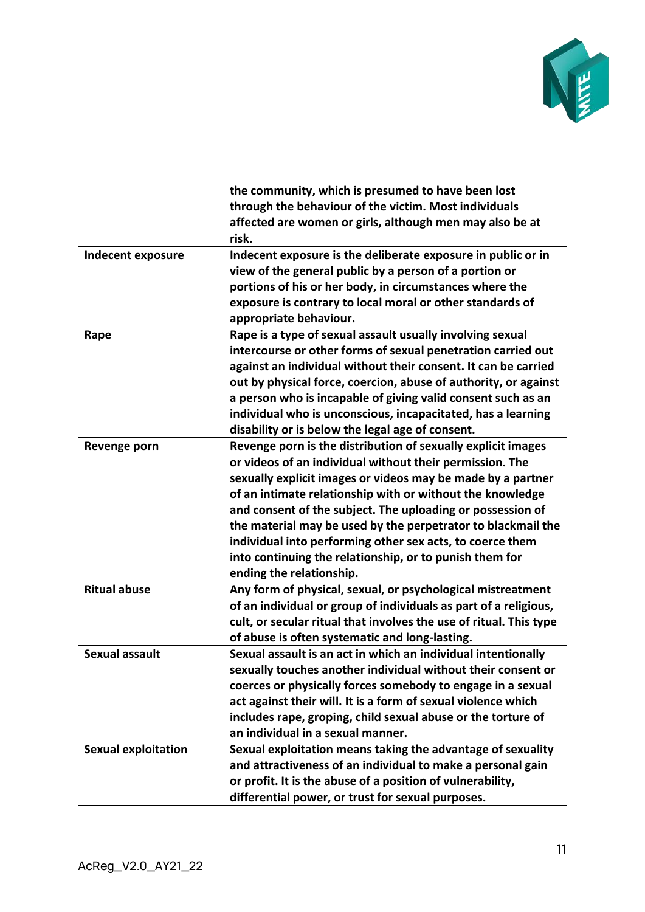| | |
|---|---|
| | the community, which is presumed to have been lost through the behaviour of the victim. Most individuals affected are women or girls, although men may also be at risk. |
| **Indecent exposure** | Indecent exposure is the deliberate exposure in public or in view of the general public by a person of a portion or portions of his or her body, in circumstances where the exposure is contrary to local moral or other standards of appropriate behaviour. |
| **Rape** | Rape is a type of sexual assault usually involving sexual intercourse or other forms of sexual penetration carried out against an individual without their consent. It can be carried out by physical force, coercion, abuse of authority, or against a person who is incapable of giving valid consent such as an individual who is unconscious, incapacitated, has a learning disability or is below the legal age of consent. |
| **Revenge porn** | Revenge porn is the distribution of sexually explicit images or videos of an individual without their permission. The sexually explicit images or videos may be made by a partner of an intimate relationship with or without the knowledge and consent of the subject. The uploading or possession of the material may be used by the perpetrator to blackmail the individual into performing other sex acts, to coerce them into continuing the relationship, or to punish them for ending the relationship. |
| **Ritual abuse** | Any form of physical, sexual, or psychological mistreatment of an individual or group of individuals as part of a religious, cult, or secular ritual that involves the use of ritual. This type of abuse is often systematic and long-lasting. |
| **Sexual assault** | Sexual assault is an act in which an individual intentionally sexually touches another individual without their consent or coerces or physically forces somebody to engage in a sexual act against their will. It is a form of sexual violence which includes rape, groping, child sexual abuse or the torture of an individual in a sexual manner. |
| **Sexual exploitation** | Sexual exploitation means taking the advantage of sexuality and attractiveness of an individual to make a personal gain or profit. It is the abuse of a position of vulnerability, differential power, or trust for sexual purposes. |

AcReg_V2.0_AY21_22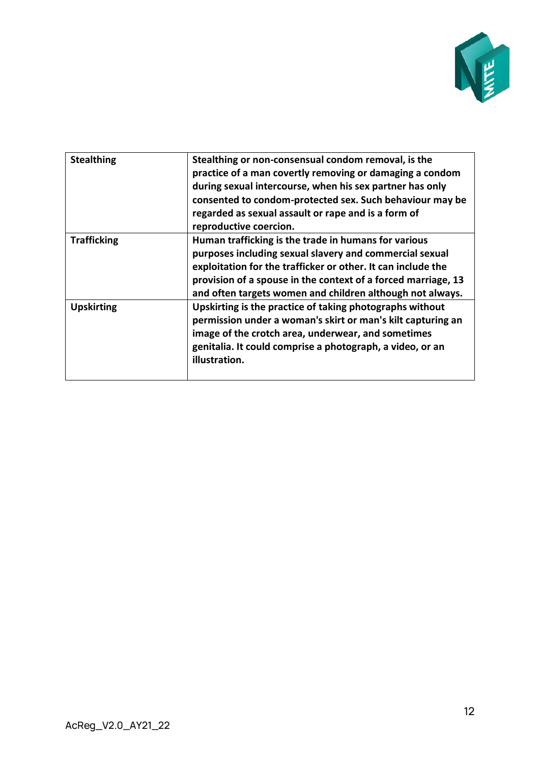| | |
|---|---|
| **Stealthing** | **Stealthing or non-consensual condom removal, is the practice of a man covertly removing or damaging a condom during sexual intercourse, when his sex partner has only consented to condom-protected sex. Such behaviour may be regarded as sexual assault or rape and is a form of reproductive coercion.** |
| **Trafficking** | **Human trafficking is the trade in humans for various purposes including sexual slavery and commercial sexual exploitation for the trafficker or other. It can include the provision of a spouse in the context of a forced marriage, 13 and often targets women and children although not always.** |
| **Upskirting** | **Upskirting is the practice of taking photographs without permission under a woman's skirt or man's kilt capturing an image of the crotch area, underwear, and sometimes genitalia. It could comprise a photograph, a video, or an illustration.** |

AcReg_V2.0_AY21_22